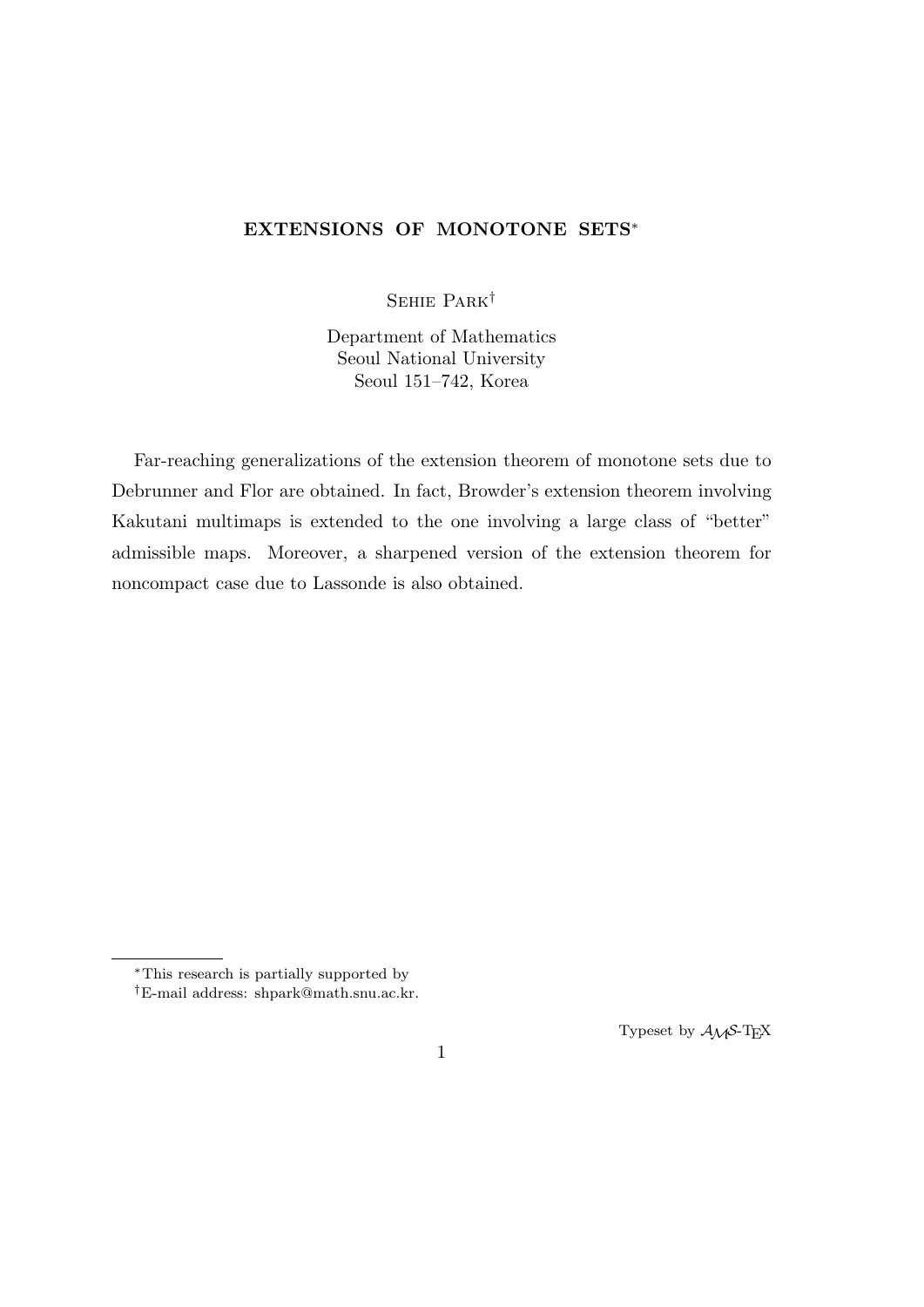# EXTENSIONS OF MONOTONE SETS*

Sehie Park†

Department of Mathematics
Seoul National University
Seoul 151–742, Korea

Far-reaching generalizations of the extension theorem of monotone sets due to Debrunner and Flor are obtained. In fact, Browder's extension theorem involving Kakutani multimaps is extended to the one involving a large class of "better" admissible maps. Moreover, a sharpened version of the extension theorem for noncompact case due to Lassonde is also obtained.

---

*This research is partially supported by

†E-mail address: shpark@math.snu.ac.kr.

Typeset by $\mathcal{A}_{\mathcal{M}}\mathcal{S}$-TEX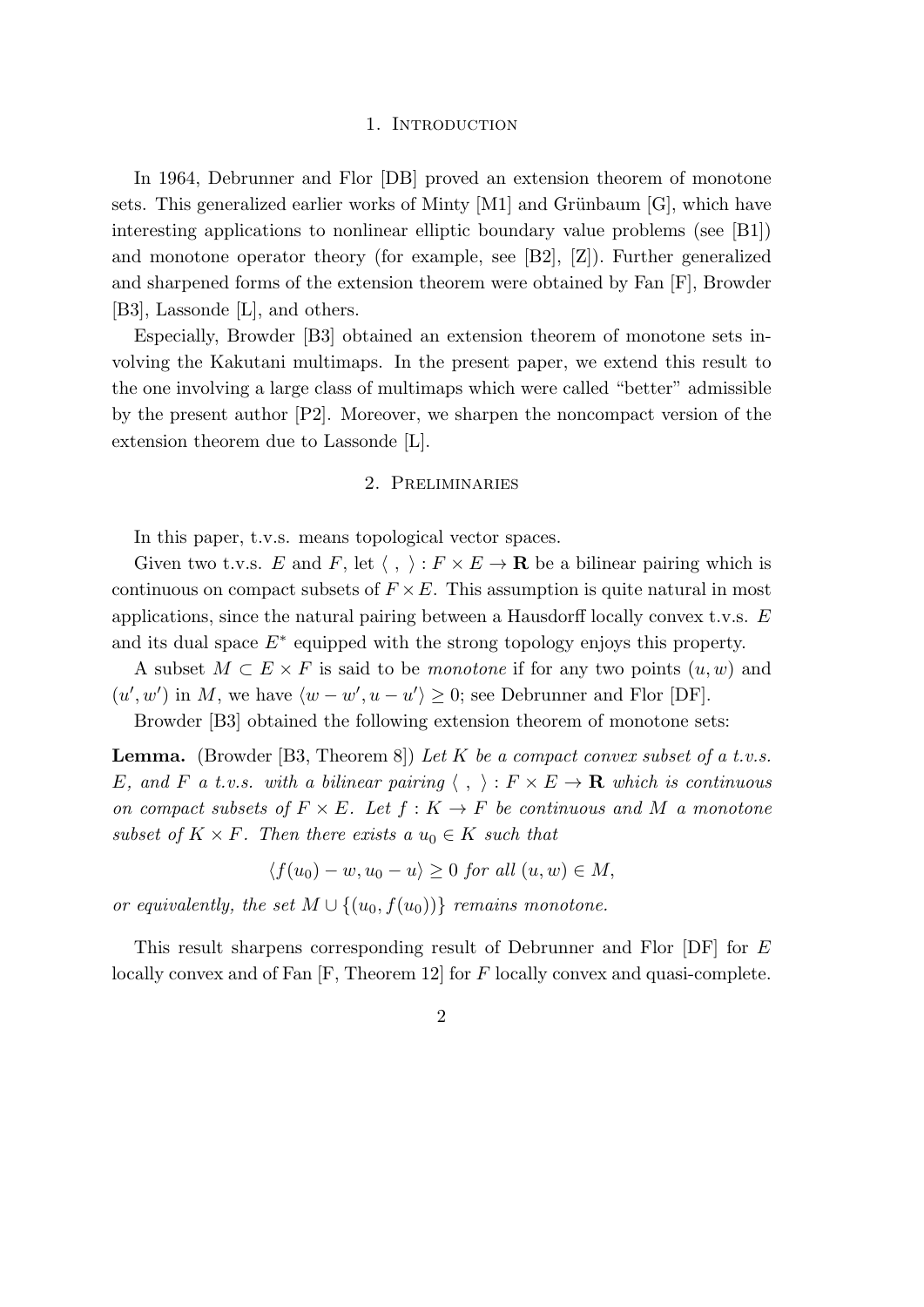## 1. Introduction

In 1964, Debrunner and Flor [DB] proved an extension theorem of monotone sets. This generalized earlier works of Minty [M1] and Grünbaum [G], which have interesting applications to nonlinear elliptic boundary value problems (see [B1]) and monotone operator theory (for example, see [B2], [Z]). Further generalized and sharpened forms of the extension theorem were obtained by Fan [F], Browder [B3], Lassonde [L], and others.

Especially, Browder [B3] obtained an extension theorem of monotone sets involving the Kakutani multimaps. In the present paper, we extend this result to the one involving a large class of multimaps which were called "better" admissible by the present author [P2]. Moreover, we sharpen the noncompact version of the extension theorem due to Lassonde [L].

## 2. Preliminaries

In this paper, t.v.s. means topological vector spaces.

Given two t.v.s. $E$ and $F$, let $\langle \; , \; \rangle : F \times E \to \mathbf{R}$ be a bilinear pairing which is continuous on compact subsets of $F \times E$. This assumption is quite natural in most applications, since the natural pairing between a Hausdorff locally convex t.v.s. $E$ and its dual space $E^*$ equipped with the strong topology enjoys this property.

A subset $M \subset E \times F$ is said to be *monotone* if for any two points $(u, w)$ and $(u', w')$ in $M$, we have $\langle w - w', u - u' \rangle \geq 0$; see Debrunner and Flor [DF].

Browder [B3] obtained the following extension theorem of monotone sets:

**Lemma.** (Browder [B3, Theorem 8]) *Let $K$ be a compact convex subset of a t.v.s. $E$, and $F$ a t.v.s. with a bilinear pairing $\langle \; , \; \rangle : F \times E \to \mathbf{R}$ which is continuous on compact subsets of $F \times E$. Let $f : K \to F$ be continuous and $M$ a monotone subset of $K \times F$. Then there exists a $u_0 \in K$ such that*

$$\langle f(u_0) - w, u_0 - u \rangle \geq 0 \text{ for all } (u, w) \in M,$$

*or equivalently, the set $M \cup \{(u_0, f(u_0))\}$ remains monotone.*

This result sharpens corresponding result of Debrunner and Flor [DF] for $E$ locally convex and of Fan [F, Theorem 12] for $F$ locally convex and quasi-complete.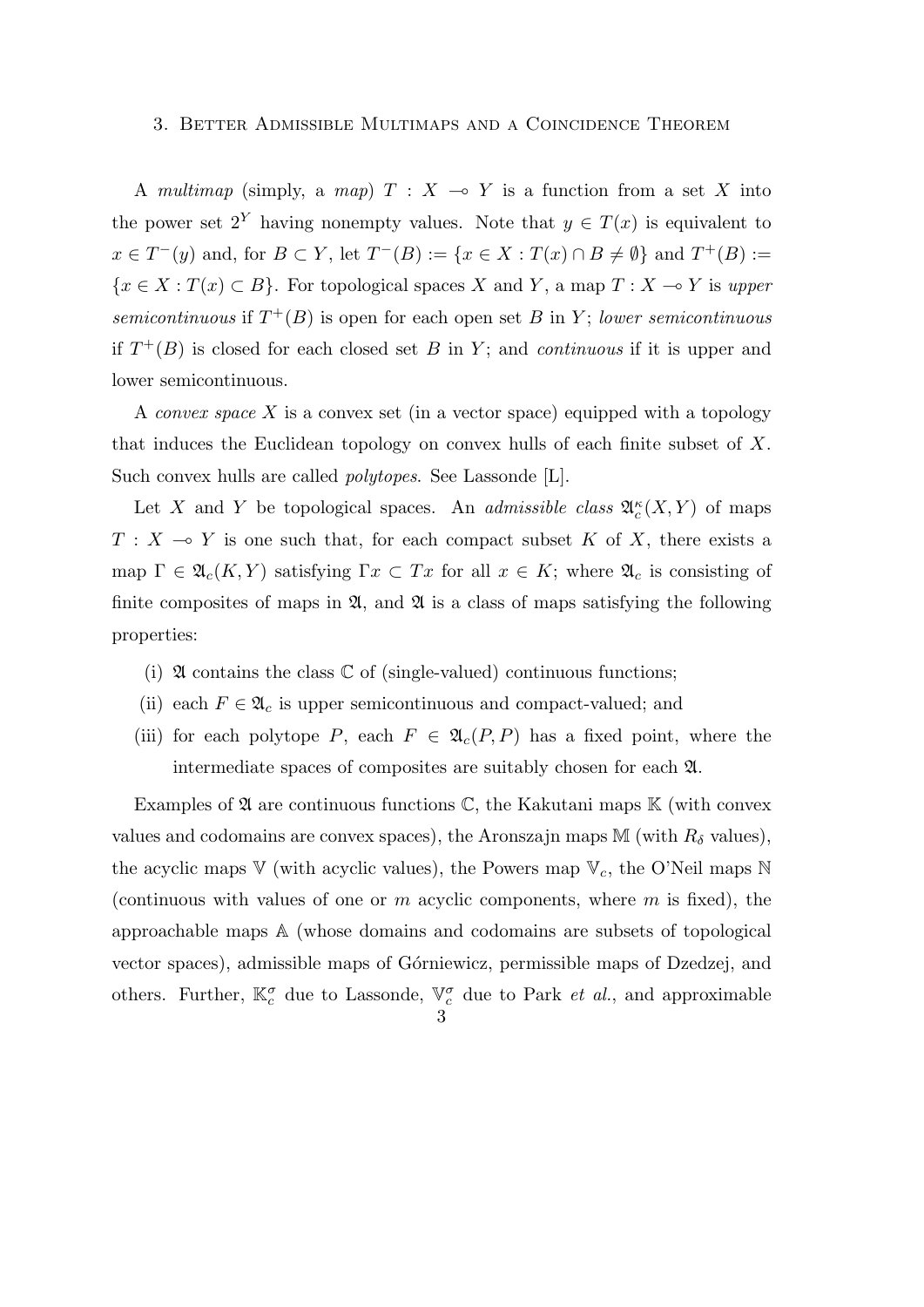## 3. Better Admissible Multimaps and a Coincidence Theorem

A *multimap* (simply, a *map*) $T : X \multimap Y$ is a function from a set $X$ into the power set $2^Y$ having nonempty values. Note that $y \in T(x)$ is equivalent to $x \in T^-(y)$ and, for $B \subset Y$, let $T^-(B) := \{x \in X : T(x) \cap B \neq \emptyset\}$ and $T^+(B) := \{x \in X : T(x) \subset B\}$. For topological spaces $X$ and $Y$, a map $T : X \multimap Y$ is *upper semicontinuous* if $T^+(B)$ is open for each open set $B$ in $Y$; *lower semicontinuous* if $T^+(B)$ is closed for each closed set $B$ in $Y$; and *continuous* if it is upper and lower semicontinuous.

A *convex space* $X$ is a convex set (in a vector space) equipped with a topology that induces the Euclidean topology on convex hulls of each finite subset of $X$. Such convex hulls are called *polytopes*. See Lassonde [L].

Let $X$ and $Y$ be topological spaces. An *admissible class* $\mathfrak{A}_c^\kappa(X, Y)$ of maps $T : X \multimap Y$ is one such that, for each compact subset $K$ of $X$, there exists a map $\Gamma \in \mathfrak{A}_c(K, Y)$ satisfying $\Gamma x \subset Tx$ for all $x \in K$; where $\mathfrak{A}_c$ is consisting of finite composites of maps in $\mathfrak{A}$, and $\mathfrak{A}$ is a class of maps satisfying the following properties:

- (i) $\mathfrak{A}$ contains the class $\mathbb{C}$ of (single-valued) continuous functions;
- (ii) each $F \in \mathfrak{A}_c$ is upper semicontinuous and compact-valued; and
- (iii) for each polytope $P$, each $F \in \mathfrak{A}_c(P, P)$ has a fixed point, where the intermediate spaces of composites are suitably chosen for each $\mathfrak{A}$.

Examples of $\mathfrak{A}$ are continuous functions $\mathbb{C}$, the Kakutani maps $\mathbb{K}$ (with convex values and codomains are convex spaces), the Aronszajn maps $\mathbb{M}$ (with $R_\delta$ values), the acyclic maps $\mathbb{V}$ (with acyclic values), the Powers map $\mathbb{V}_c$, the O'Neil maps $\mathbb{N}$ (continuous with values of one or $m$ acyclic components, where $m$ is fixed), the approachable maps $\mathbb{A}$ (whose domains and codomains are subsets of topological vector spaces), admissible maps of Górniewicz, permissible maps of Dzedzej, and others. Further, $\mathbb{K}_c^\sigma$ due to Lassonde, $\mathbb{V}_c^\sigma$ due to Park *et al.*, and approximable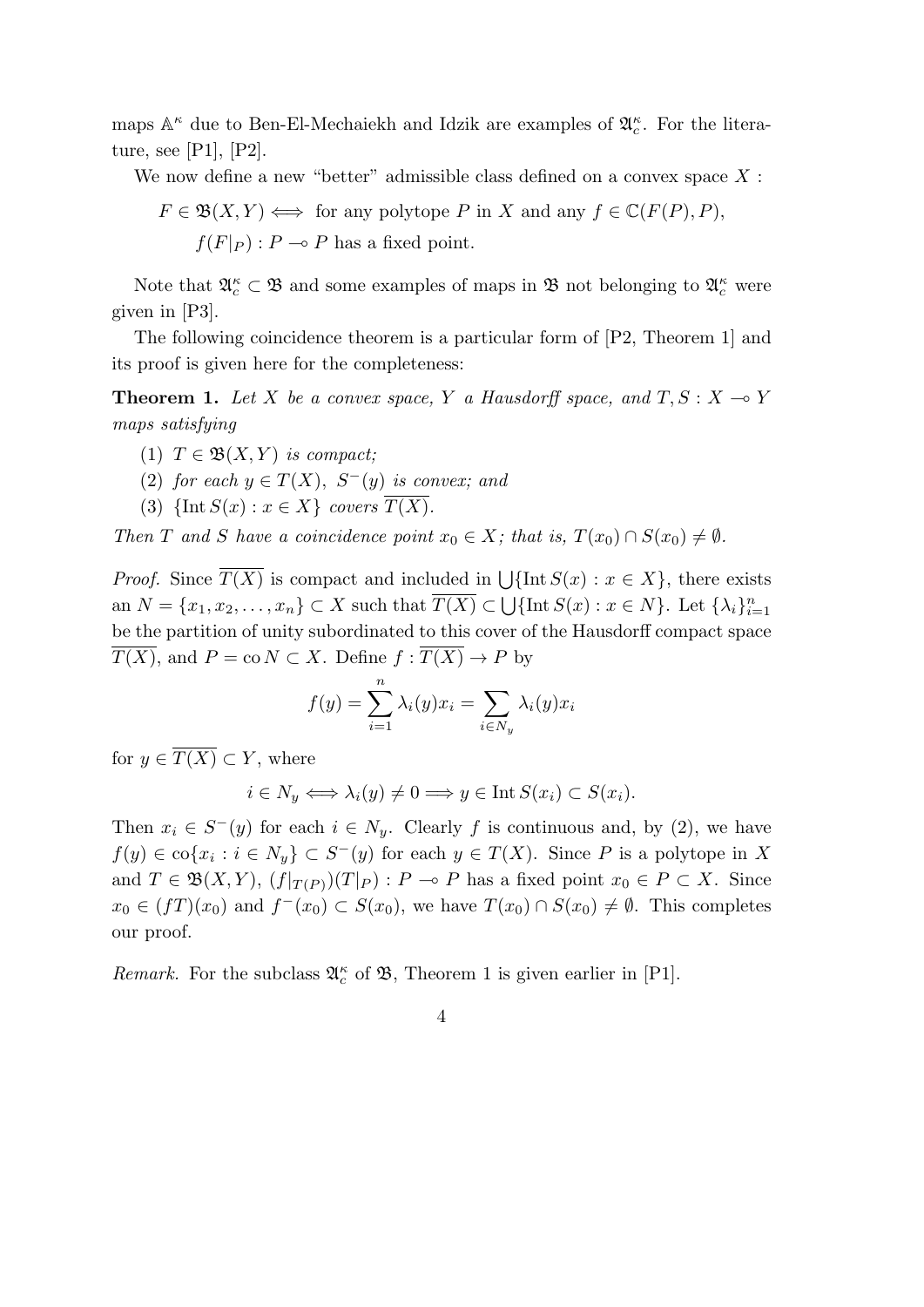maps $\mathbb{A}^\kappa$ due to Ben-El-Mechaiekh and Idzik are examples of $\mathfrak{A}_c^\kappa$. For the literature, see [P1], [P2].

We now define a new "better" admissible class defined on a convex space $X$ :

$$F \in \mathfrak{B}(X,Y) \iff \text{ for any polytope } P \text{ in } X \text{ and any } f \in \mathbb{C}(F(P),P),$$
$$f(F|_P) : P \multimap P \text{ has a fixed point.}$$

Note that $\mathfrak{A}_c^\kappa \subset \mathfrak{B}$ and some examples of maps in $\mathfrak{B}$ not belonging to $\mathfrak{A}_c^\kappa$ were given in [P3].

The following coincidence theorem is a particular form of [P2, Theorem 1] and its proof is given here for the completeness:

**Theorem 1.** *Let $X$ be a convex space, $Y$ a Hausdorff space, and $T, S : X \multimap Y$ maps satisfying*

(1) *$T \in \mathfrak{B}(X,Y)$ is compact;*
(2) *for each $y \in T(X)$, $S^-(y)$ is convex; and*
(3) *$\{\mathrm{Int}\, S(x) : x \in X\}$ covers $\overline{T(X)}$.*

*Then $T$ and $S$ have a coincidence point $x_0 \in X$; that is, $T(x_0) \cap S(x_0) \neq \emptyset$.*

*Proof.* Since $\overline{T(X)}$ is compact and included in $\bigcup\{\mathrm{Int}\, S(x) : x \in X\}$, there exists an $N = \{x_1, x_2, \ldots, x_n\} \subset X$ such that $\overline{T(X)} \subset \bigcup\{\mathrm{Int}\, S(x) : x \in N\}$. Let $\{\lambda_i\}_{i=1}^n$ be the partition of unity subordinated to this cover of the Hausdorff compact space $\overline{T(X)}$, and $P = \mathrm{co}\, N \subset X$. Define $f : \overline{T(X)} \to P$ by

$$f(y) = \sum_{i=1}^n \lambda_i(y) x_i = \sum_{i \in N_y} \lambda_i(y) x_i$$

for $y \in \overline{T(X)} \subset Y$, where

$$i \in N_y \iff \lambda_i(y) \neq 0 \implies y \in \mathrm{Int}\, S(x_i) \subset S(x_i).$$

Then $x_i \in S^-(y)$ for each $i \in N_y$. Clearly $f$ is continuous and, by (2), we have $f(y) \in \mathrm{co}\{x_i : i \in N_y\} \subset S^-(y)$ for each $y \in T(X)$. Since $P$ is a polytope in $X$ and $T \in \mathfrak{B}(X,Y)$, $(f|_{T(P)})(T|_P) : P \multimap P$ has a fixed point $x_0 \in P \subset X$. Since $x_0 \in (fT)(x_0)$ and $f^-(x_0) \subset S(x_0)$, we have $T(x_0) \cap S(x_0) \neq \emptyset$. This completes our proof.

*Remark.* For the subclass $\mathfrak{A}_c^\kappa$ of $\mathfrak{B}$, Theorem 1 is given earlier in [P1].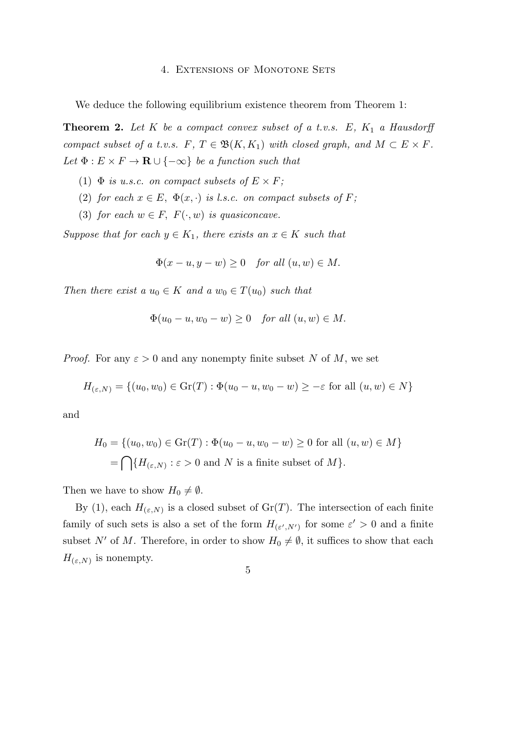# 4. Extensions of Monotone Sets

We deduce the following equilibrium existence theorem from Theorem 1:

**Theorem 2.** *Let $K$ be a compact convex subset of a t.v.s. $E$, $K_1$ a Hausdorff compact subset of a t.v.s. $F$, $T \in \mathfrak{B}(K, K_1)$ with closed graph, and $M \subset E \times F$. Let $\Phi : E \times F \to \mathbf{R} \cup \{-\infty\}$ be a function such that*

1. *$\Phi$ is u.s.c. on compact subsets of $E \times F$;*
2. *for each $x \in E$, $\Phi(x, \cdot)$ is l.s.c. on compact subsets of $F$;*
3. *for each $w \in F$, $F(\cdot, w)$ is quasiconcave.*

*Suppose that for each $y \in K_1$, there exists an $x \in K$ such that*

$$\Phi(x - u, y - w) \geq 0 \quad \text{for all } (u, w) \in M.$$

*Then there exist a $u_0 \in K$ and a $w_0 \in T(u_0)$ such that*

$$\Phi(u_0 - u, w_0 - w) \geq 0 \quad \text{for all } (u, w) \in M.$$

*Proof.* For any $\varepsilon > 0$ and any nonempty finite subset $N$ of $M$, we set

$$H_{(\varepsilon,N)} = \{(u_0, w_0) \in \mathrm{Gr}(T) : \Phi(u_0 - u, w_0 - w) \geq -\varepsilon \text{ for all } (u, w) \in N\}$$

and

$$\begin{aligned} H_0 &= \{(u_0, w_0) \in \mathrm{Gr}(T) : \Phi(u_0 - u, w_0 - w) \geq 0 \text{ for all } (u, w) \in M\} \\ &= \bigcap \{H_{(\varepsilon,N)} : \varepsilon > 0 \text{ and } N \text{ is a finite subset of } M\}. \end{aligned}$$

Then we have to show $H_0 \neq \emptyset$.

By (1), each $H_{(\varepsilon,N)}$ is a closed subset of $\mathrm{Gr}(T)$. The intersection of each finite family of such sets is also a set of the form $H_{(\varepsilon',N')}$ for some $\varepsilon' > 0$ and a finite subset $N'$ of $M$. Therefore, in order to show $H_0 \neq \emptyset$, it suffices to show that each $H_{(\varepsilon,N)}$ is nonempty.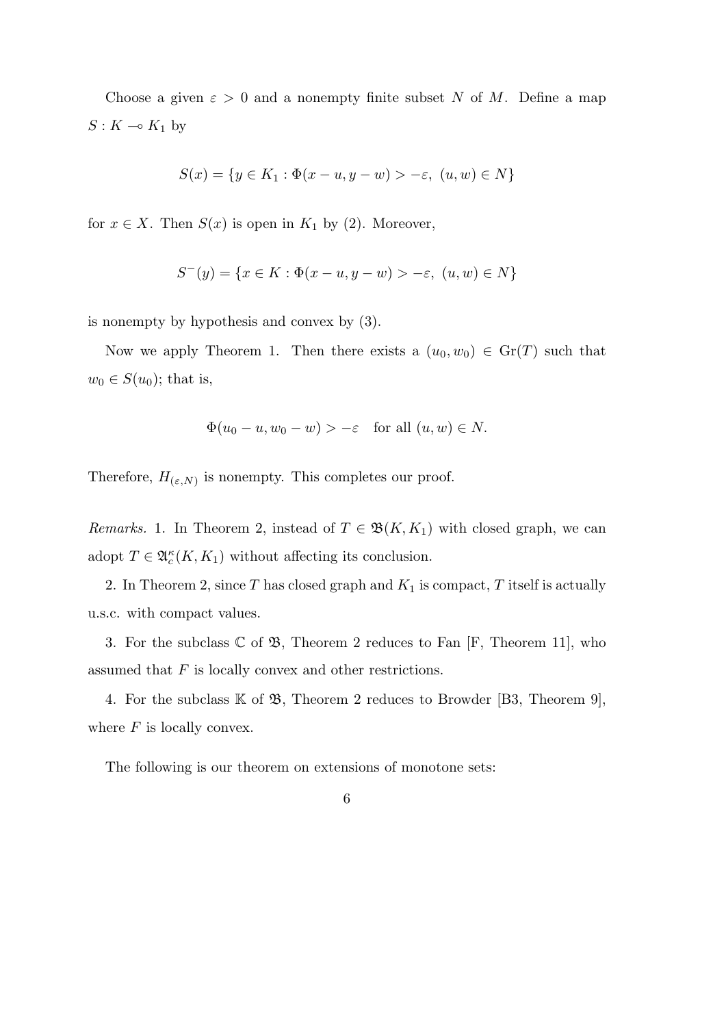Choose a given $\varepsilon > 0$ and a nonempty finite subset $N$ of $M$. Define a map $S : K \multimap K_1$ by

$$S(x) = \{y \in K_1 : \Phi(x - u, y - w) > -\varepsilon,\ (u, w) \in N\}$$

for $x \in X$. Then $S(x)$ is open in $K_1$ by (2). Moreover,

$$S^{-}(y) = \{x \in K : \Phi(x - u, y - w) > -\varepsilon,\ (u, w) \in N\}$$

is nonempty by hypothesis and convex by (3).

Now we apply Theorem 1. Then there exists a $(u_0, w_0) \in \mathrm{Gr}(T)$ such that $w_0 \in S(u_0)$; that is,

$$\Phi(u_0 - u, w_0 - w) > -\varepsilon \quad \text{for all } (u, w) \in N.$$

Therefore, $H_{(\varepsilon,N)}$ is nonempty. This completes our proof.

*Remarks.* 1. In Theorem 2, instead of $T \in \mathfrak{B}(K, K_1)$ with closed graph, we can adopt $T \in \mathfrak{A}_c^{\kappa}(K, K_1)$ without affecting its conclusion.

2. In Theorem 2, since $T$ has closed graph and $K_1$ is compact, $T$ itself is actually u.s.c. with compact values.

3. For the subclass $\mathbb{C}$ of $\mathfrak{B}$, Theorem 2 reduces to Fan [F, Theorem 11], who assumed that $F$ is locally convex and other restrictions.

4. For the subclass $\mathbb{K}$ of $\mathfrak{B}$, Theorem 2 reduces to Browder [B3, Theorem 9], where $F$ is locally convex.

The following is our theorem on extensions of monotone sets: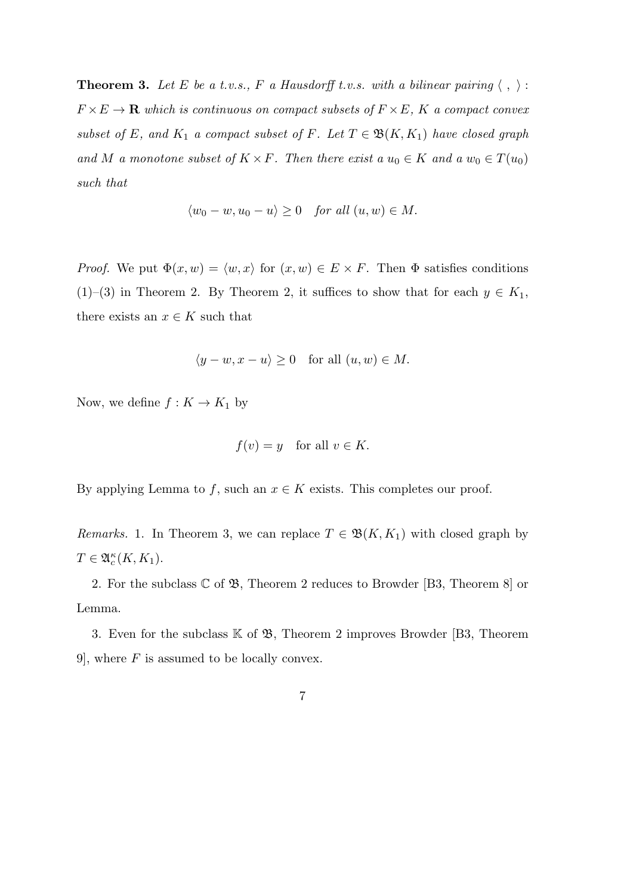**Theorem 3.** *Let $E$ be a t.v.s., $F$ a Hausdorff t.v.s. with a bilinear pairing $\langle\ ,\ \rangle : F \times E \to \mathbf{R}$ which is continuous on compact subsets of $F \times E$, $K$ a compact convex subset of $E$, and $K_1$ a compact subset of $F$. Let $T \in \mathfrak{B}(K, K_1)$ have closed graph and $M$ a monotone subset of $K \times F$. Then there exist a $u_0 \in K$ and a $w_0 \in T(u_0)$ such that*

$$\langle w_0 - w, u_0 - u \rangle \geq 0 \quad \textit{for all } (u, w) \in M.$$

*Proof.* We put $\Phi(x, w) = \langle w, x \rangle$ for $(x, w) \in E \times F$. Then $\Phi$ satisfies conditions (1)–(3) in Theorem 2. By Theorem 2, it suffices to show that for each $y \in K_1$, there exists an $x \in K$ such that

$$\langle y - w, x - u \rangle \geq 0 \quad \text{for all } (u, w) \in M.$$

Now, we define $f : K \to K_1$ by

$$f(v) = y \quad \text{for all } v \in K.$$

By applying Lemma to $f$, such an $x \in K$ exists. This completes our proof.

*Remarks.* 1. In Theorem 3, we can replace $T \in \mathfrak{B}(K, K_1)$ with closed graph by $T \in \mathfrak{A}_c^\kappa(K, K_1)$.

2. For the subclass $\mathbb{C}$ of $\mathfrak{B}$, Theorem 2 reduces to Browder [B3, Theorem 8] or Lemma.

3. Even for the subclass $\mathbb{K}$ of $\mathfrak{B}$, Theorem 2 improves Browder [B3, Theorem 9], where $F$ is assumed to be locally convex.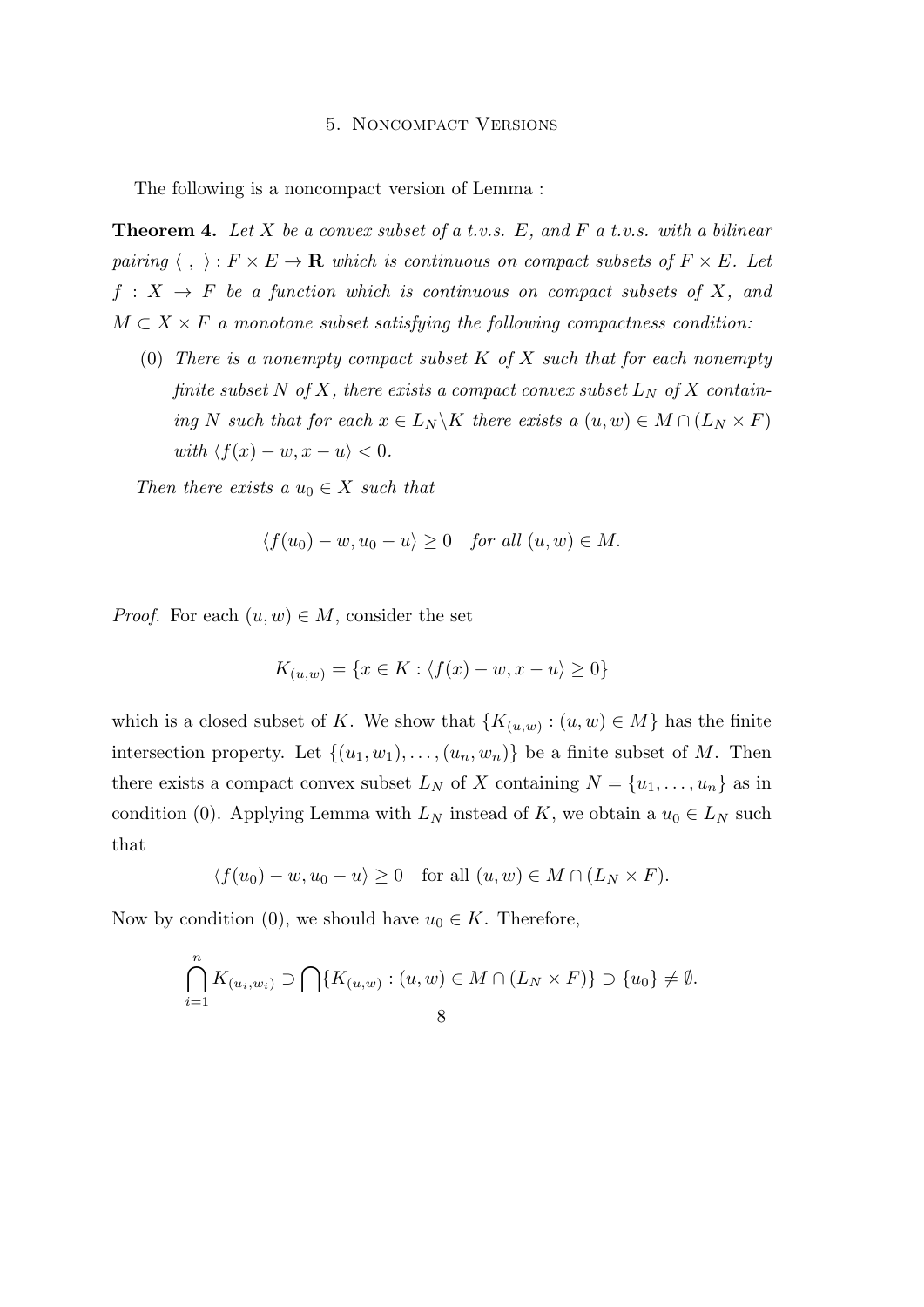## 5. Noncompact Versions

The following is a noncompact version of Lemma :

**Theorem 4.** *Let $X$ be a convex subset of a t.v.s. $E$, and $F$ a t.v.s. with a bilinear pairing $\langle\ ,\ \rangle : F \times E \to \mathbf{R}$ which is continuous on compact subsets of $F \times E$. Let $f : X \to F$ be a function which is continuous on compact subsets of $X$, and $M \subset X \times F$ a monotone subset satisfying the following compactness condition:*

(0) *There is a nonempty compact subset $K$ of $X$ such that for each nonempty finite subset $N$ of $X$, there exists a compact convex subset $L_N$ of $X$ containing $N$ such that for each $x \in L_N \backslash K$ there exists a $(u, w) \in M \cap (L_N \times F)$ with $\langle f(x) - w, x - u \rangle < 0$.*

*Then there exists a $u_0 \in X$ such that*

$$\langle f(u_0) - w, u_0 - u \rangle \geq 0 \quad \textit{for all } (u, w) \in M.$$

*Proof.* For each $(u, w) \in M$, consider the set

$$K_{(u,w)} = \{x \in K : \langle f(x) - w, x - u \rangle \geq 0\}$$

which is a closed subset of $K$. We show that $\{K_{(u,w)} : (u, w) \in M\}$ has the finite intersection property. Let $\{(u_1, w_1), \ldots, (u_n, w_n)\}$ be a finite subset of $M$. Then there exists a compact convex subset $L_N$ of $X$ containing $N = \{u_1, \ldots, u_n\}$ as in condition (0). Applying Lemma with $L_N$ instead of $K$, we obtain a $u_0 \in L_N$ such that

$$\langle f(u_0) - w, u_0 - u \rangle \geq 0 \quad \text{for all } (u, w) \in M \cap (L_N \times F).$$

Now by condition (0), we should have $u_0 \in K$. Therefore,

$$\bigcap_{i=1}^{n} K_{(u_i, w_i)} \supset \bigcap \{K_{(u,w)} : (u, w) \in M \cap (L_N \times F)\} \supset \{u_0\} \neq \emptyset.$$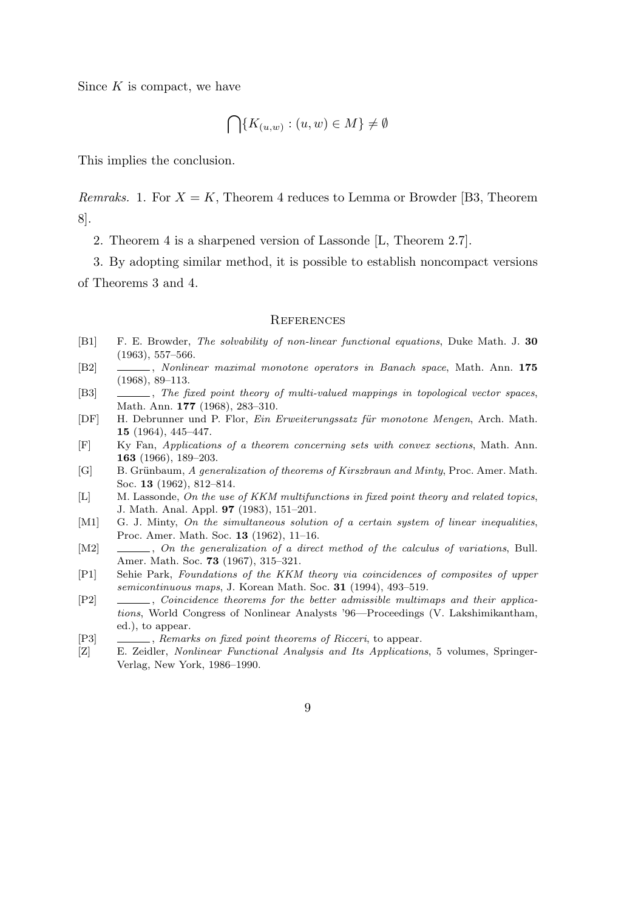Since $K$ is compact, we have

$$\bigcap\{K_{(u,w)} : (u,w) \in M\} \neq \emptyset$$

This implies the conclusion.

*Remraks.* 1. For $X = K$, Theorem 4 reduces to Lemma or Browder [B3, Theorem 8].

2. Theorem 4 is a sharpened version of Lassonde [L, Theorem 2.7].

3. By adopting similar method, it is possible to establish noncompact versions of Theorems 3 and 4.

## References

- [B1] F. E. Browder, *The solvability of non-linear functional equations*, Duke Math. J. **30** (1963), 557–566.
- [B2] ______, *Nonlinear maximal monotone operators in Banach space*, Math. Ann. **175** (1968), 89–113.
- [B3] ______, *The fixed point theory of multi-valued mappings in topological vector spaces*, Math. Ann. **177** (1968), 283–310.
- [DF] H. Debrunner und P. Flor, *Ein Erweiterungssatz für monotone Mengen*, Arch. Math. **15** (1964), 445–447.
- [F] Ky Fan, *Applications of a theorem concerning sets with convex sections*, Math. Ann. **163** (1966), 189–203.
- [G] B. Grünbaum, *A generalization of theorems of Kirszbraun and Minty*, Proc. Amer. Math. Soc. **13** (1962), 812–814.
- [L] M. Lassonde, *On the use of KKM multifunctions in fixed point theory and related topics*, J. Math. Anal. Appl. **97** (1983), 151–201.
- [M1] G. J. Minty, *On the simultaneous solution of a certain system of linear inequalities*, Proc. Amer. Math. Soc. **13** (1962), 11–16.
- [M2] ______, *On the generalization of a direct method of the calculus of variations*, Bull. Amer. Math. Soc. **73** (1967), 315–321.
- [P1] Sehie Park, *Foundations of the KKM theory via coincidences of composites of upper semicontinuous maps*, J. Korean Math. Soc. **31** (1994), 493–519.
- [P2] ______, *Coincidence theorems for the better admissible multimaps and their applications*, World Congress of Nonlinear Analysts '96—Proceedings (V. Lakshimikantham, ed.), to appear.
- [P3] ______, *Remarks on fixed point theorems of Ricceri*, to appear.
- [Z] E. Zeidler, *Nonlinear Functional Analysis and Its Applications*, 5 volumes, Springer-Verlag, New York, 1986–1990.